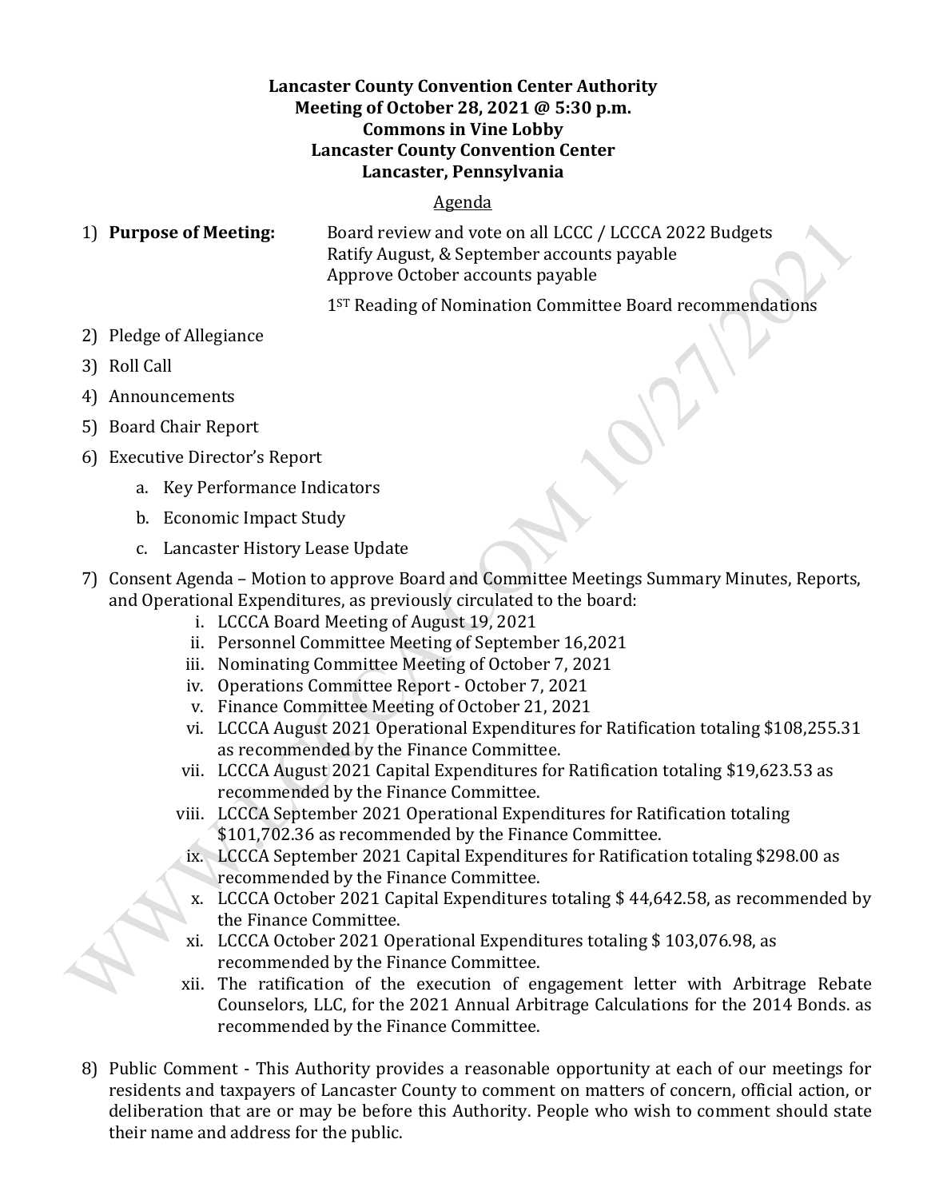**Lancaster County Convention Center Authority**
**Meeting of October 28, 2021 @ 5:30 p.m.**
**Commons in Vine Lobby**
**Lancaster County Convention Center**
**Lancaster, Pennsylvania**

Agenda

1) **Purpose of Meeting:** Board review and vote on all LCCC / LCCCA 2022 Budgets
   Ratify August, & September accounts payable
   Approve October accounts payable

   1ST Reading of Nomination Committee Board recommendations

2) Pledge of Allegiance
3) Roll Call
4) Announcements
5) Board Chair Report
6) Executive Director's Report
   a. Key Performance Indicators
   b. Economic Impact Study
   c. Lancaster History Lease Update
7) Consent Agenda – Motion to approve Board and Committee Meetings Summary Minutes, Reports, and Operational Expenditures, as previously circulated to the board:
   i. LCCCA Board Meeting of August 19, 2021
   ii. Personnel Committee Meeting of September 16,2021
   iii. Nominating Committee Meeting of October 7, 2021
   iv. Operations Committee Report - October 7, 2021
   v. Finance Committee Meeting of October 21, 2021
   vi. LCCCA August 2021 Operational Expenditures for Ratification totaling $108,255.31 as recommended by the Finance Committee.
   vii. LCCCA August 2021 Capital Expenditures for Ratification totaling $19,623.53 as recommended by the Finance Committee.
   viii. LCCCA September 2021 Operational Expenditures for Ratification totaling $101,702.36 as recommended by the Finance Committee.
   ix. LCCCA September 2021 Capital Expenditures for Ratification totaling $298.00 as recommended by the Finance Committee.
   x. LCCCA October 2021 Capital Expenditures totaling $ 44,642.58, as recommended by the Finance Committee.
   xi. LCCCA October 2021 Operational Expenditures totaling $ 103,076.98, as recommended by the Finance Committee.
   xii. The ratification of the execution of engagement letter with Arbitrage Rebate Counselors, LLC, for the 2021 Annual Arbitrage Calculations for the 2014 Bonds. as recommended by the Finance Committee.

8) Public Comment - This Authority provides a reasonable opportunity at each of our meetings for residents and taxpayers of Lancaster County to comment on matters of concern, official action, or deliberation that are or may be before this Authority. People who wish to comment should state their name and address for the public.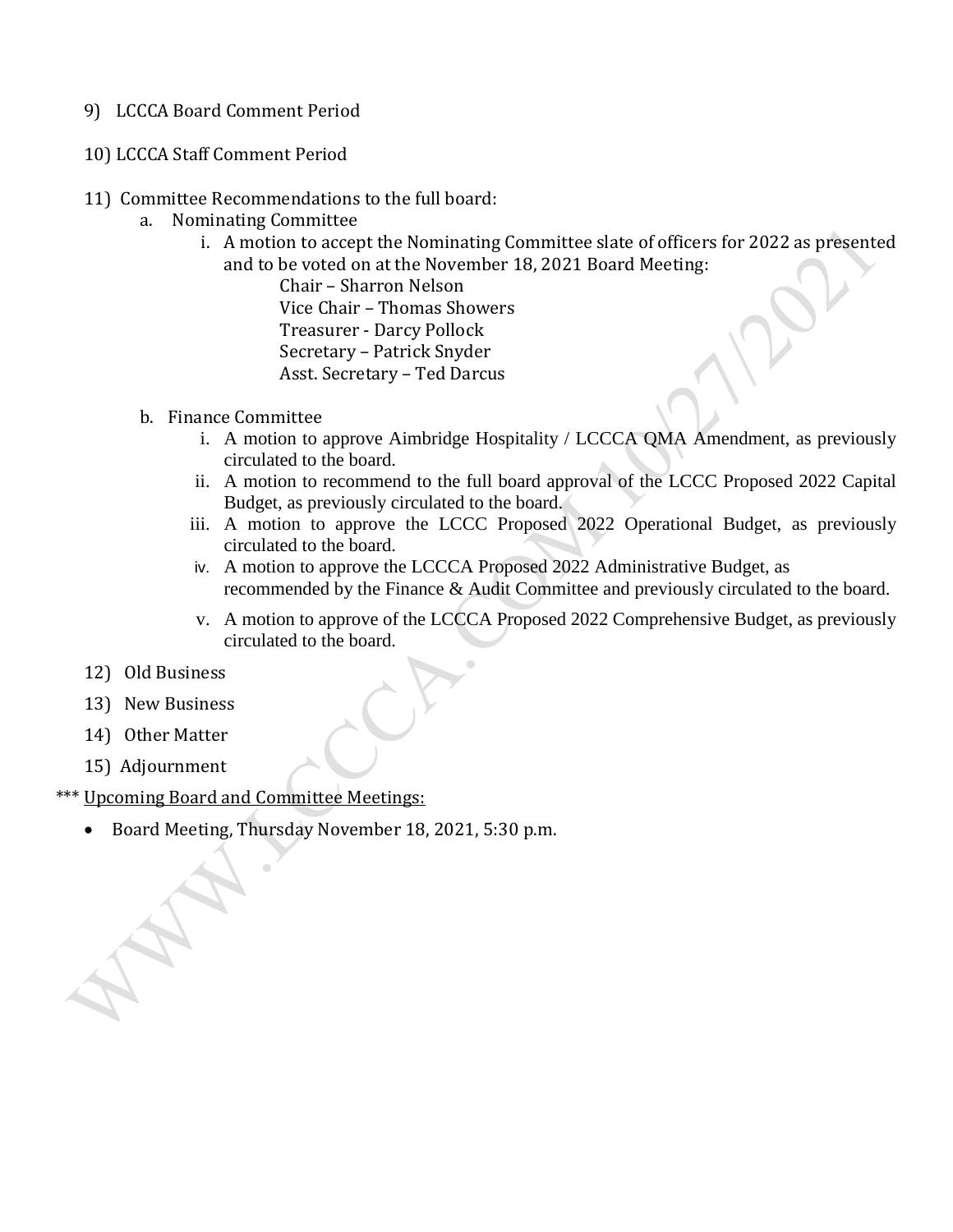9) LCCCA Board Comment Period

10) LCCCA Staff Comment Period

11) Committee Recommendations to the full board:

   a. Nominating Committee

      i. A motion to accept the Nominating Committee slate of officers for 2022 as presented and to be voted on at the November 18, 2021 Board Meeting:

         Chair – Sharron Nelson  
         Vice Chair – Thomas Showers  
         Treasurer - Darcy Pollock  
         Secretary – Patrick Snyder  
         Asst. Secretary – Ted Darcus

   b. Finance Committee

      i. A motion to approve Aimbridge Hospitality / LCCCA QMA Amendment, as previously circulated to the board.

      ii. A motion to recommend to the full board approval of the LCCC Proposed 2022 Capital Budget, as previously circulated to the board.

      iii. A motion to approve the LCCC Proposed 2022 Operational Budget, as previously circulated to the board.

      iv. A motion to approve the LCCCA Proposed 2022 Administrative Budget, as recommended by the Finance & Audit Committee and previously circulated to the board.

      v. A motion to approve of the LCCCA Proposed 2022 Comprehensive Budget, as previously circulated to the board.

12) Old Business

13) New Business

14) Other Matter

15) Adjournment

*** Upcoming Board and Committee Meetings:

- Board Meeting, Thursday November 18, 2021, 5:30 p.m.